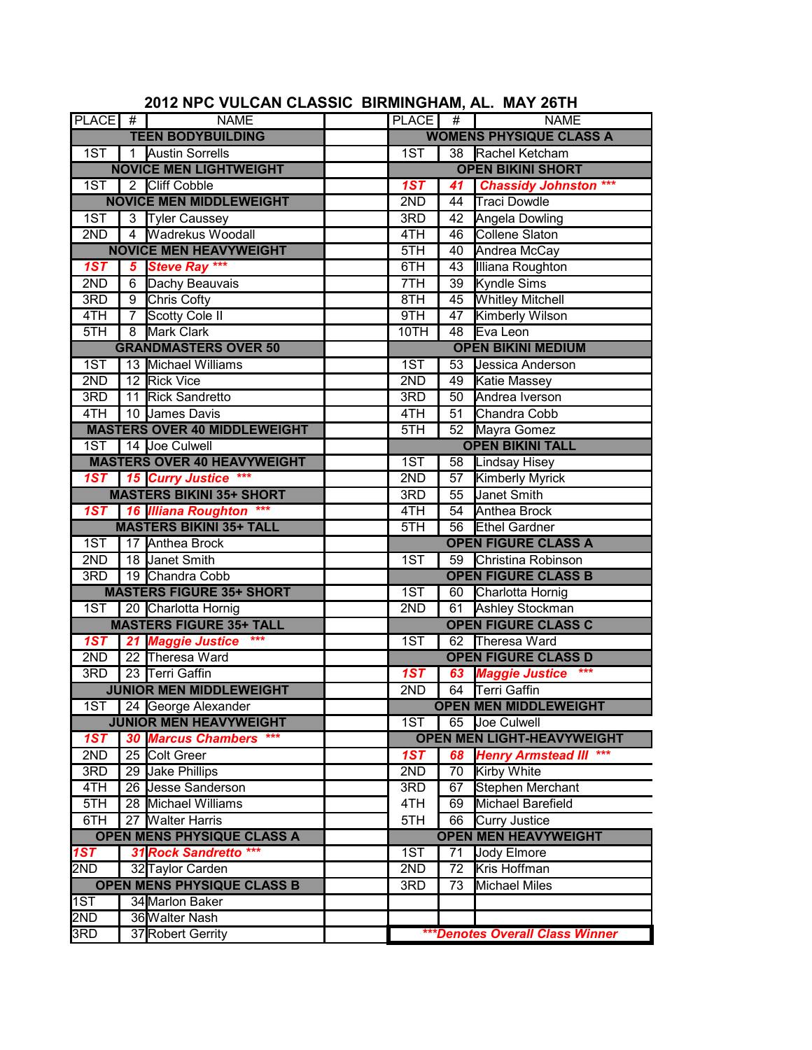# 2012 NPC VULCAN CLASSIC BIRMINGHAM, AL. MAY 26TH

| PLACE | # | NAME |
|---|---|---|
| **TEEN BODYBUILDING** | | |
| 1ST | 1 | Austin Sorrells |
| **NOVICE MEN LIGHTWEIGHT** | | |
| 1ST | 2 | Cliff Cobble |
| **NOVICE MEN MIDDLEWEIGHT** | | |
| 1ST | 3 | Tyler Caussey |
| 2ND | 4 | Wadrekus Woodall |
| **NOVICE MEN HEAVYWEIGHT** | | |
| ***1ST*** | ***5*** | ***Steve Ray \*\*\**** |
| 2ND | 6 | Dachy Beauvais |
| 3RD | 9 | Chris Cofty |
| 4TH | 7 | Scotty Cole II |
| 5TH | 8 | Mark Clark |
| **GRANDMASTERS OVER 50** | | |
| 1ST | 13 | Michael Williams |
| 2ND | 12 | Rick Vice |
| 3RD | 11 | Rick Sandretto |
| 4TH | 10 | James Davis |
| **MASTERS OVER 40 MIDDLEWEIGHT** | | |
| 1ST | 14 | Joe Culwell |
| **MASTERS OVER 40 HEAVYWEIGHT** | | |
| ***1ST*** | ***15*** | ***Curry Justice \*\*\**** |
| **MASTERS BIKINI 35+ SHORT** | | |
| ***1ST*** | ***16*** | ***Illiana Roughton \*\*\**** |
| **MASTERS BIKINI 35+ TALL** | | |
| 1ST | 17 | Anthea Brock |
| 2ND | 18 | Janet Smith |
| 3RD | 19 | Chandra Cobb |
| **MASTERS FIGURE 35+ SHORT** | | |
| 1ST | 20 | Charlotta Hornig |
| **MASTERS FIGURE 35+ TALL** | | |
| ***1ST*** | ***21*** | ***Maggie Justice \*\*\**** |
| 2ND | 22 | Theresa Ward |
| 3RD | 23 | Terri Gaffin |
| **JUNIOR MEN MIDDLEWEIGHT** | | |
| 1ST | 24 | George Alexander |
| **JUNIOR MEN HEAVYWEIGHT** | | |
| ***1ST*** | ***30*** | ***Marcus Chambers \*\*\**** |
| 2ND | 25 | Colt Greer |
| 3RD | 29 | Jake Phillips |
| 4TH | 26 | Jesse Sanderson |
| 5TH | 28 | Michael Williams |
| 6TH | 27 | Walter Harris |
| **OPEN MENS PHYSIQUE CLASS A** | | |
| ***1ST*** | ***31*** | ***Rock Sandretto \*\*\**** |
| 2ND | 32 | Taylor Carden |
| **OPEN MENS PHYSIQUE CLASS B** | | |
| 1ST | 34 | Marlon Baker |
| 2ND | 36 | Walter Nash |
| 3RD | 37 | Robert Gerrity |
| **WOMENS PHYSIQUE CLASS A** | | |
| 1ST | 38 | Rachel Ketcham |
| **OPEN BIKINI SHORT** | | |
| ***1ST*** | ***41*** | ***Chassidy Johnston \*\*\**** |
| 2ND | 44 | Traci Dowdle |
| 3RD | 42 | Angela Dowling |
| 4TH | 46 | Collene Slaton |
| 5TH | 40 | Andrea McCay |
| 6TH | 43 | Illiana Roughton |
| 7TH | 39 | Kyndle Sims |
| 8TH | 45 | Whitley Mitchell |
| 9TH | 47 | Kimberly Wilson |
| 10TH | 48 | Eva Leon |
| **OPEN BIKINI MEDIUM** | | |
| 1ST | 53 | Jessica Anderson |
| 2ND | 49 | Katie Massey |
| 3RD | 50 | Andrea Iverson |
| 4TH | 51 | Chandra Cobb |
| 5TH | 52 | Mayra Gomez |
| **OPEN BIKINI TALL** | | |
| 1ST | 58 | Lindsay Hisey |
| 2ND | 57 | Kimberly Myrick |
| 3RD | 55 | Janet Smith |
| 4TH | 54 | Anthea Brock |
| 5TH | 56 | Ethel Gardner |
| **OPEN FIGURE CLASS A** | | |
| 1ST | 59 | Christina Robinson |
| **OPEN FIGURE CLASS B** | | |
| 1ST | 60 | Charlotta Hornig |
| 2ND | 61 | Ashley Stockman |
| **OPEN FIGURE CLASS C** | | |
| 1ST | 62 | Theresa Ward |
| **OPEN FIGURE CLASS D** | | |
| ***1ST*** | ***63*** | ***Maggie Justice \*\*\**** |
| 2ND | 64 | Terri Gaffin |
| **OPEN MEN MIDDLEWEIGHT** | | |
| 1ST | 65 | Joe Culwell |
| **OPEN MEN LIGHT-HEAVYWEIGHT** | | |
| ***1ST*** | ***68*** | ***Henry Armstead III \*\*\**** |
| 2ND | 70 | Kirby White |
| 3RD | 67 | Stephen Merchant |
| 4TH | 69 | Michael Barefield |
| 5TH | 66 | Curry Justice |
| **OPEN MEN HEAVYWEIGHT** | | |
| 1ST | 71 | Jody Elmore |
| 2ND | 72 | Kris Hoffman |
| 3RD | 73 | Michael Miles |

****\*\*\*Denotes Overall Class Winner****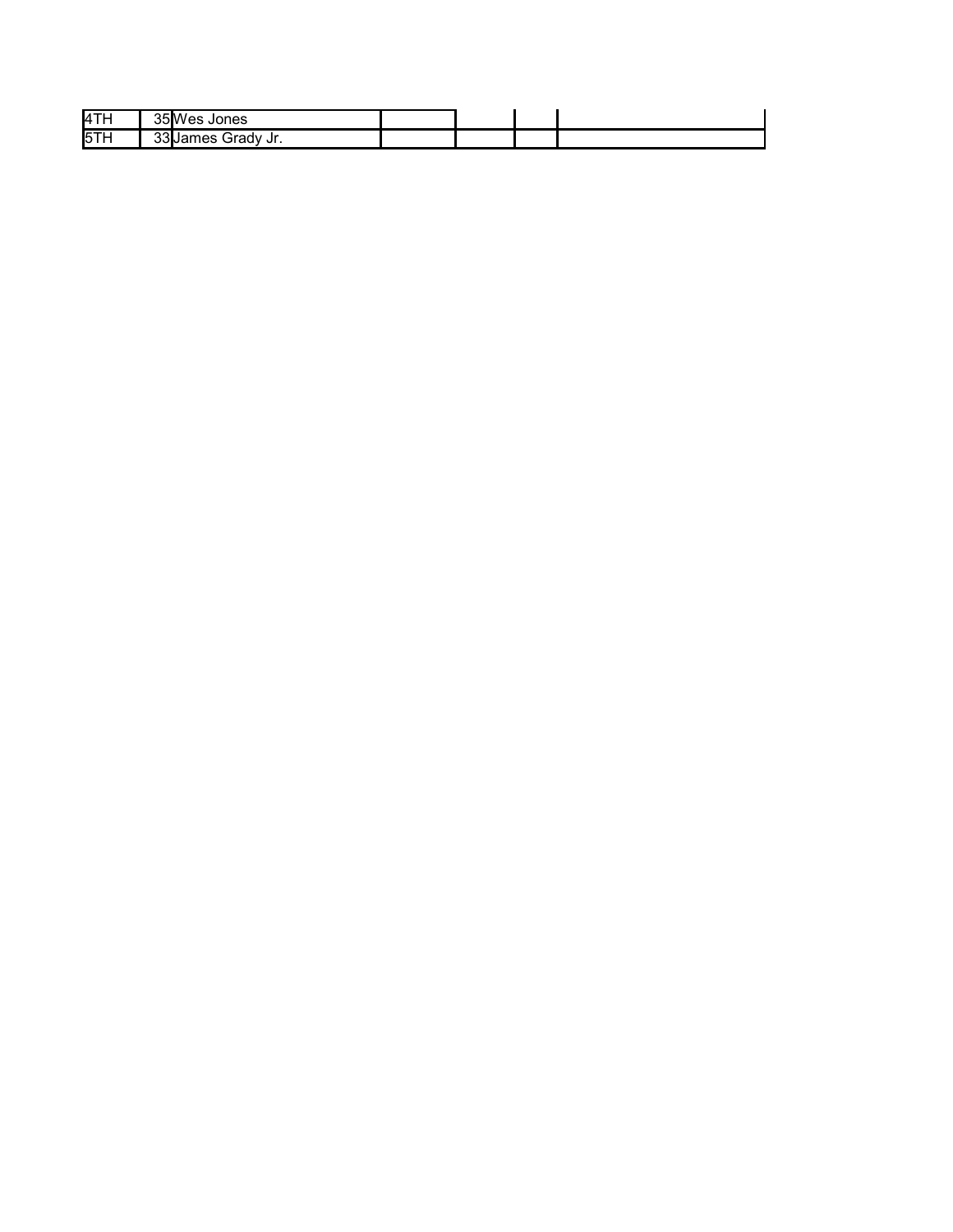| | | | | | | |
|---|---|---|---|---|---|---|
| 4TH | 35 | Wes Jones | | | | |
| 5TH | 33 | James Grady Jr. | | | | |